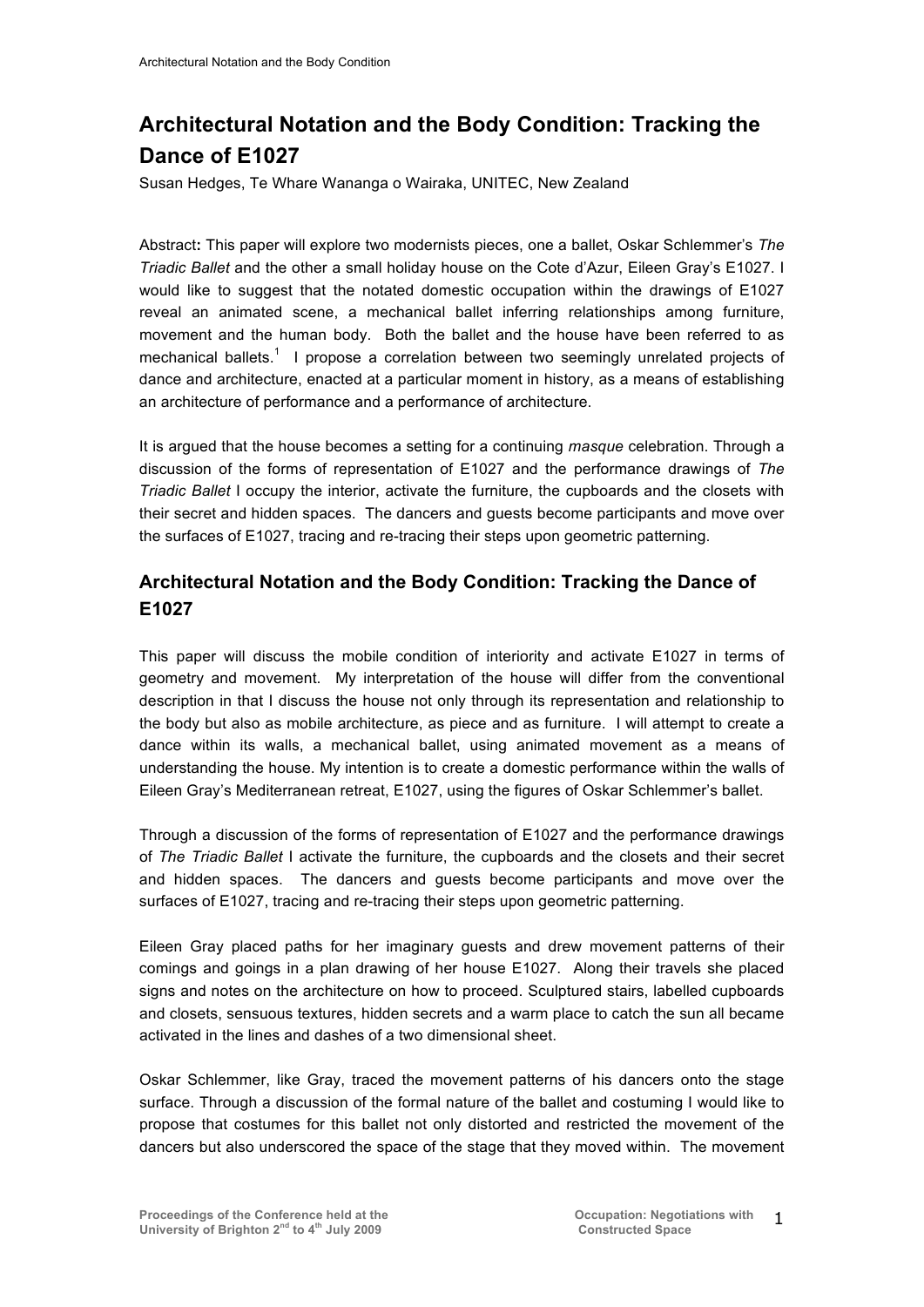# Architectural Notation and the Body Condition: Tracking the Dance of E1027

Susan Hedges, Te Whare Wananga o Wairaka, UNITEC, New Zealand

**Abstract:** This paper will explore two modernists pieces, one a ballet, Oskar Schlemmer's *The Triadic Ballet* and the other a small holiday house on the Cote d'Azur, Eileen Gray's E1027. I would like to suggest that the notated domestic occupation within the drawings of E1027 reveal an animated scene, a mechanical ballet inferring relationships among furniture, movement and the human body. Both the ballet and the house have been referred to as mechanical ballets.[1] I propose a correlation between two seemingly unrelated projects of dance and architecture, enacted at a particular moment in history, as a means of establishing an architecture of performance and a performance of architecture.

It is argued that the house becomes a setting for a continuing *masque* celebration. Through a discussion of the forms of representation of E1027 and the performance drawings of *The Triadic Ballet* I occupy the interior, activate the furniture, the cupboards and the closets with their secret and hidden spaces. The dancers and guests become participants and move over the surfaces of E1027, tracing and re-tracing their steps upon geometric patterning.

## Architectural Notation and the Body Condition: Tracking the Dance of E1027

This paper will discuss the mobile condition of interiority and activate E1027 in terms of geometry and movement. My interpretation of the house will differ from the conventional description in that I discuss the house not only through its representation and relationship to the body but also as mobile architecture, as piece and as furniture. I will attempt to create a dance within its walls, a mechanical ballet, using animated movement as a means of understanding the house. My intention is to create a domestic performance within the walls of Eileen Gray's Mediterranean retreat, E1027, using the figures of Oskar Schlemmer's ballet.

Through a discussion of the forms of representation of E1027 and the performance drawings of *The Triadic Ballet* I activate the furniture, the cupboards and the closets and their secret and hidden spaces. The dancers and guests become participants and move over the surfaces of E1027, tracing and re-tracing their steps upon geometric patterning.

Eileen Gray placed paths for her imaginary guests and drew movement patterns of their comings and goings in a plan drawing of her house E1027. Along their travels she placed signs and notes on the architecture on how to proceed. Sculptured stairs, labelled cupboards and closets, sensuous textures, hidden secrets and a warm place to catch the sun all became activated in the lines and dashes of a two dimensional sheet.

Oskar Schlemmer, like Gray, traced the movement patterns of his dancers onto the stage surface. Through a discussion of the formal nature of the ballet and costuming I would like to propose that costumes for this ballet not only distorted and restricted the movement of the dancers but also underscored the space of the stage that they moved within. The movement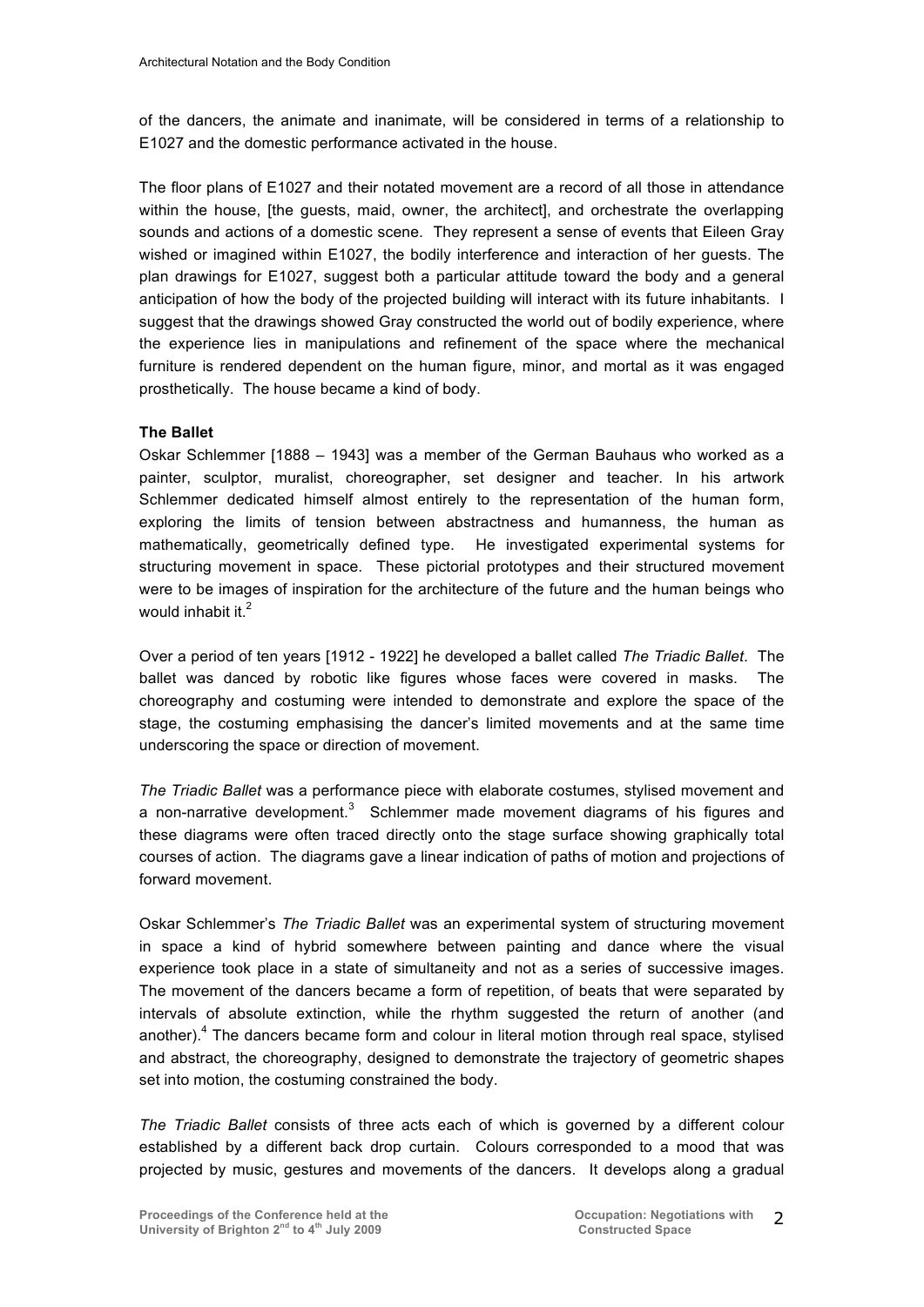of the dancers, the animate and inanimate, will be considered in terms of a relationship to E1027 and the domestic performance activated in the house.

The floor plans of E1027 and their notated movement are a record of all those in attendance within the house, [the guests, maid, owner, the architect], and orchestrate the overlapping sounds and actions of a domestic scene. They represent a sense of events that Eileen Gray wished or imagined within E1027, the bodily interference and interaction of her guests. The plan drawings for E1027, suggest both a particular attitude toward the body and a general anticipation of how the body of the projected building will interact with its future inhabitants. I suggest that the drawings showed Gray constructed the world out of bodily experience, where the experience lies in manipulations and refinement of the space where the mechanical furniture is rendered dependent on the human figure, minor, and mortal as it was engaged prosthetically. The house became a kind of body.

**The Ballet**

Oskar Schlemmer [1888 – 1943] was a member of the German Bauhaus who worked as a painter, sculptor, muralist, choreographer, set designer and teacher. In his artwork Schlemmer dedicated himself almost entirely to the representation of the human form, exploring the limits of tension between abstractness and humanness, the human as mathematically, geometrically defined type. He investigated experimental systems for structuring movement in space. These pictorial prototypes and their structured movement were to be images of inspiration for the architecture of the future and the human beings who would inhabit it.[2]

Over a period of ten years [1912 - 1922] he developed a ballet called *The Triadic Ballet*. The ballet was danced by robotic like figures whose faces were covered in masks. The choreography and costuming were intended to demonstrate and explore the space of the stage, the costuming emphasising the dancer's limited movements and at the same time underscoring the space or direction of movement.

*The Triadic Ballet* was a performance piece with elaborate costumes, stylised movement and a non-narrative development.[3] Schlemmer made movement diagrams of his figures and these diagrams were often traced directly onto the stage surface showing graphically total courses of action. The diagrams gave a linear indication of paths of motion and projections of forward movement.

Oskar Schlemmer's *The Triadic Ballet* was an experimental system of structuring movement in space a kind of hybrid somewhere between painting and dance where the visual experience took place in a state of simultaneity and not as a series of successive images. The movement of the dancers became a form of repetition, of beats that were separated by intervals of absolute extinction, while the rhythm suggested the return of another (and another).[4] The dancers became form and colour in literal motion through real space, stylised and abstract, the choreography, designed to demonstrate the trajectory of geometric shapes set into motion, the costuming constrained the body.

*The Triadic Ballet* consists of three acts each of which is governed by a different colour established by a different back drop curtain. Colours corresponded to a mood that was projected by music, gestures and movements of the dancers. It develops along a gradual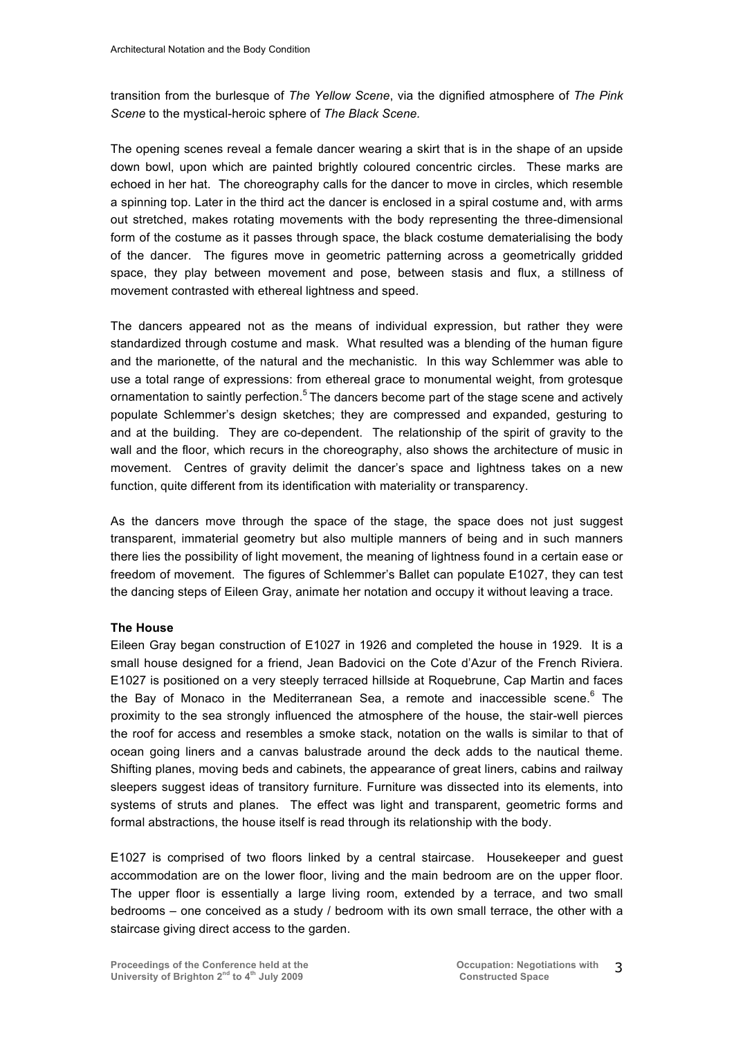transition from the burlesque of *The Yellow Scene*, via the dignified atmosphere of *The Pink Scene* to the mystical-heroic sphere of *The Black Scene.*

The opening scenes reveal a female dancer wearing a skirt that is in the shape of an upside down bowl, upon which are painted brightly coloured concentric circles. These marks are echoed in her hat. The choreography calls for the dancer to move in circles, which resemble a spinning top. Later in the third act the dancer is enclosed in a spiral costume and, with arms out stretched, makes rotating movements with the body representing the three-dimensional form of the costume as it passes through space, the black costume dematerialising the body of the dancer. The figures move in geometric patterning across a geometrically gridded space, they play between movement and pose, between stasis and flux, a stillness of movement contrasted with ethereal lightness and speed.

The dancers appeared not as the means of individual expression, but rather they were standardized through costume and mask. What resulted was a blending of the human figure and the marionette, of the natural and the mechanistic. In this way Schlemmer was able to use a total range of expressions: from ethereal grace to monumental weight, from grotesque ornamentation to saintly perfection.[5] The dancers become part of the stage scene and actively populate Schlemmer's design sketches; they are compressed and expanded, gesturing to and at the building. They are co-dependent. The relationship of the spirit of gravity to the wall and the floor, which recurs in the choreography, also shows the architecture of music in movement. Centres of gravity delimit the dancer's space and lightness takes on a new function, quite different from its identification with materiality or transparency.

As the dancers move through the space of the stage, the space does not just suggest transparent, immaterial geometry but also multiple manners of being and in such manners there lies the possibility of light movement, the meaning of lightness found in a certain ease or freedom of movement. The figures of Schlemmer's Ballet can populate E1027, they can test the dancing steps of Eileen Gray, animate her notation and occupy it without leaving a trace.

**The House**

Eileen Gray began construction of E1027 in 1926 and completed the house in 1929. It is a small house designed for a friend, Jean Badovici on the Cote d'Azur of the French Riviera. E1027 is positioned on a very steeply terraced hillside at Roquebrune, Cap Martin and faces the Bay of Monaco in the Mediterranean Sea, a remote and inaccessible scene.[6] The proximity to the sea strongly influenced the atmosphere of the house, the stair-well pierces the roof for access and resembles a smoke stack, notation on the walls is similar to that of ocean going liners and a canvas balustrade around the deck adds to the nautical theme. Shifting planes, moving beds and cabinets, the appearance of great liners, cabins and railway sleepers suggest ideas of transitory furniture. Furniture was dissected into its elements, into systems of struts and planes. The effect was light and transparent, geometric forms and formal abstractions, the house itself is read through its relationship with the body.

E1027 is comprised of two floors linked by a central staircase. Housekeeper and guest accommodation are on the lower floor, living and the main bedroom are on the upper floor. The upper floor is essentially a large living room, extended by a terrace, and two small bedrooms – one conceived as a study / bedroom with its own small terrace, the other with a staircase giving direct access to the garden.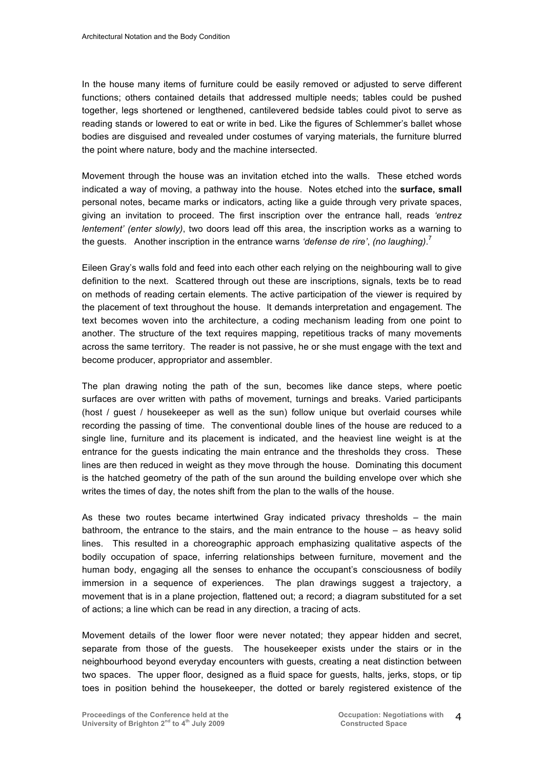In the house many items of furniture could be easily removed or adjusted to serve different functions; others contained details that addressed multiple needs; tables could be pushed together, legs shortened or lengthened, cantilevered bedside tables could pivot to serve as reading stands or lowered to eat or write in bed. Like the figures of Schlemmer's ballet whose bodies are disguised and revealed under costumes of varying materials, the furniture blurred the point where nature, body and the machine intersected.

Movement through the house was an invitation etched into the walls. These etched words indicated a way of moving, a pathway into the house. Notes etched into the **surface, small** personal notes, became marks or indicators, acting like a guide through very private spaces, giving an invitation to proceed. The first inscription over the entrance hall, reads *'entrez lentement' (enter slowly)*, two doors lead off this area, the inscription works as a warning to the guests. Another inscription in the entrance warns *'defense de rire'*, *(no laughing)*.[7]

Eileen Gray's walls fold and feed into each other each relying on the neighbouring wall to give definition to the next. Scattered through out these are inscriptions, signals, texts be to read on methods of reading certain elements. The active participation of the viewer is required by the placement of text throughout the house. It demands interpretation and engagement. The text becomes woven into the architecture, a coding mechanism leading from one point to another. The structure of the text requires mapping, repetitious tracks of many movements across the same territory. The reader is not passive, he or she must engage with the text and become producer, appropriator and assembler.

The plan drawing noting the path of the sun, becomes like dance steps, where poetic surfaces are over written with paths of movement, turnings and breaks. Varied participants (host / guest / housekeeper as well as the sun) follow unique but overlaid courses while recording the passing of time. The conventional double lines of the house are reduced to a single line, furniture and its placement is indicated, and the heaviest line weight is at the entrance for the guests indicating the main entrance and the thresholds they cross. These lines are then reduced in weight as they move through the house. Dominating this document is the hatched geometry of the path of the sun around the building envelope over which she writes the times of day, the notes shift from the plan to the walls of the house.

As these two routes became intertwined Gray indicated privacy thresholds – the main bathroom, the entrance to the stairs, and the main entrance to the house – as heavy solid lines. This resulted in a choreographic approach emphasizing qualitative aspects of the bodily occupation of space, inferring relationships between furniture, movement and the human body, engaging all the senses to enhance the occupant's consciousness of bodily immersion in a sequence of experiences. The plan drawings suggest a trajectory, a movement that is in a plane projection, flattened out; a record; a diagram substituted for a set of actions; a line which can be read in any direction, a tracing of acts.

Movement details of the lower floor were never notated; they appear hidden and secret, separate from those of the guests. The housekeeper exists under the stairs or in the neighbourhood beyond everyday encounters with guests, creating a neat distinction between two spaces. The upper floor, designed as a fluid space for guests, halts, jerks, stops, or tip toes in position behind the housekeeper, the dotted or barely registered existence of the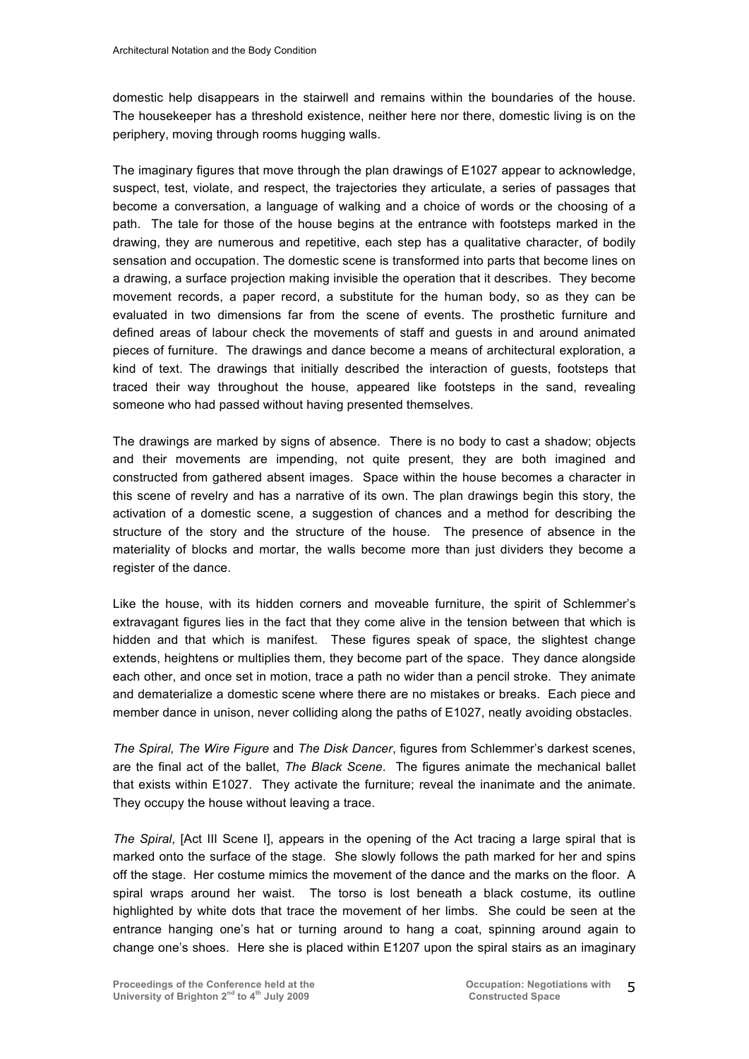domestic help disappears in the stairwell and remains within the boundaries of the house. The housekeeper has a threshold existence, neither here nor there, domestic living is on the periphery, moving through rooms hugging walls.

The imaginary figures that move through the plan drawings of E1027 appear to acknowledge, suspect, test, violate, and respect, the trajectories they articulate, a series of passages that become a conversation, a language of walking and a choice of words or the choosing of a path. The tale for those of the house begins at the entrance with footsteps marked in the drawing, they are numerous and repetitive, each step has a qualitative character, of bodily sensation and occupation. The domestic scene is transformed into parts that become lines on a drawing, a surface projection making invisible the operation that it describes. They become movement records, a paper record, a substitute for the human body, so as they can be evaluated in two dimensions far from the scene of events. The prosthetic furniture and defined areas of labour check the movements of staff and guests in and around animated pieces of furniture. The drawings and dance become a means of architectural exploration, a kind of text. The drawings that initially described the interaction of guests, footsteps that traced their way throughout the house, appeared like footsteps in the sand, revealing someone who had passed without having presented themselves.

The drawings are marked by signs of absence. There is no body to cast a shadow; objects and their movements are impending, not quite present, they are both imagined and constructed from gathered absent images. Space within the house becomes a character in this scene of revelry and has a narrative of its own. The plan drawings begin this story, the activation of a domestic scene, a suggestion of chances and a method for describing the structure of the story and the structure of the house. The presence of absence in the materiality of blocks and mortar, the walls become more than just dividers they become a register of the dance.

Like the house, with its hidden corners and moveable furniture, the spirit of Schlemmer's extravagant figures lies in the fact that they come alive in the tension between that which is hidden and that which is manifest. These figures speak of space, the slightest change extends, heightens or multiplies them, they become part of the space. They dance alongside each other, and once set in motion, trace a path no wider than a pencil stroke. They animate and dematerialize a domestic scene where there are no mistakes or breaks. Each piece and member dance in unison, never colliding along the paths of E1027, neatly avoiding obstacles.

*The Spiral, The Wire Figure* and *The Disk Dancer*, figures from Schlemmer's darkest scenes, are the final act of the ballet, *The Black Scene*. The figures animate the mechanical ballet that exists within E1027. They activate the furniture; reveal the inanimate and the animate. They occupy the house without leaving a trace.

*The Spiral*, [Act III Scene I], appears in the opening of the Act tracing a large spiral that is marked onto the surface of the stage. She slowly follows the path marked for her and spins off the stage. Her costume mimics the movement of the dance and the marks on the floor. A spiral wraps around her waist. The torso is lost beneath a black costume, its outline highlighted by white dots that trace the movement of her limbs. She could be seen at the entrance hanging one's hat or turning around to hang a coat, spinning around again to change one's shoes. Here she is placed within E1207 upon the spiral stairs as an imaginary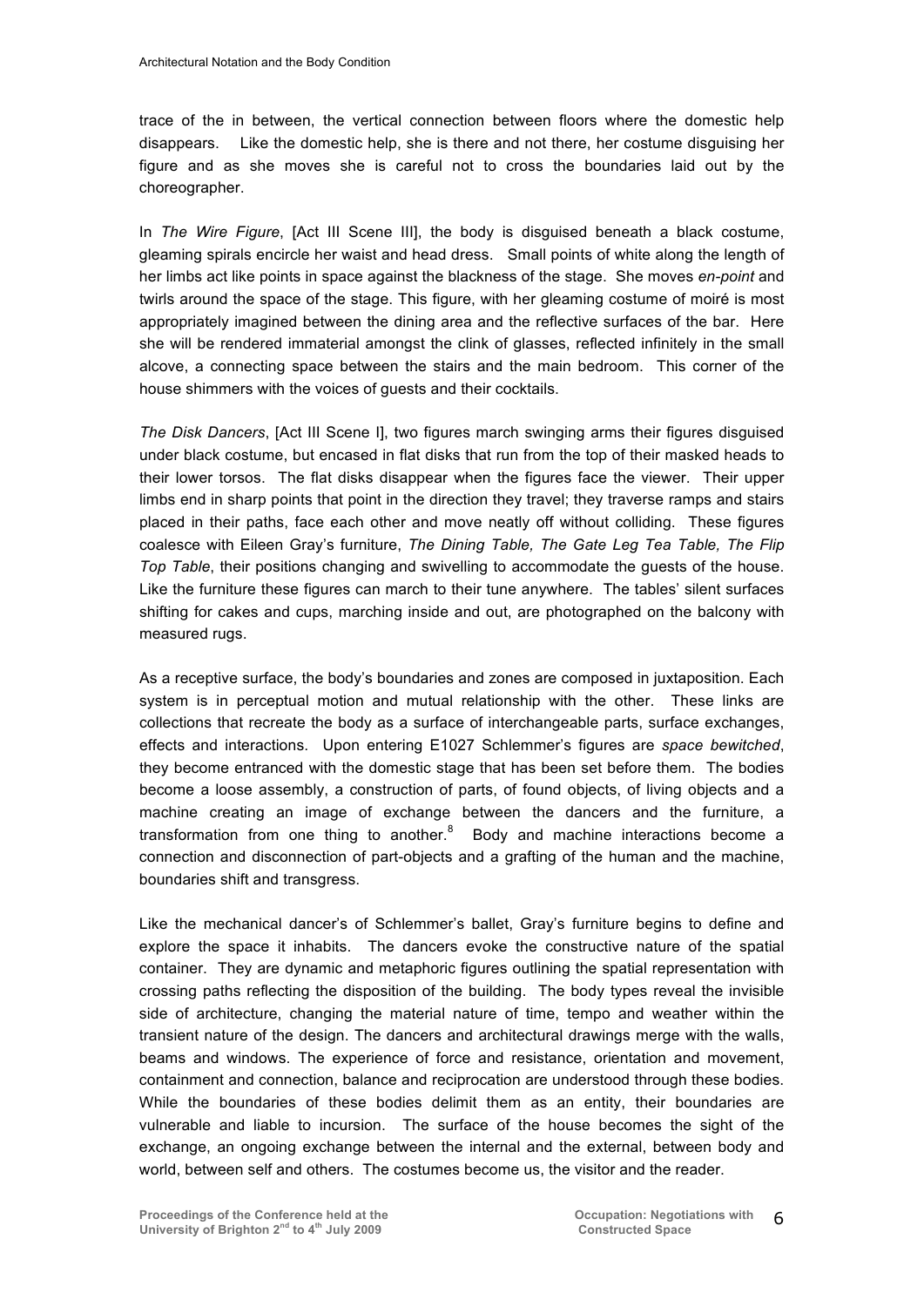trace of the in between, the vertical connection between floors where the domestic help disappears. Like the domestic help, she is there and not there, her costume disguising her figure and as she moves she is careful not to cross the boundaries laid out by the choreographer.

In *The Wire Figure*, [Act III Scene III], the body is disguised beneath a black costume, gleaming spirals encircle her waist and head dress. Small points of white along the length of her limbs act like points in space against the blackness of the stage. She moves *en-point* and twirls around the space of the stage. This figure, with her gleaming costume of moiré is most appropriately imagined between the dining area and the reflective surfaces of the bar. Here she will be rendered immaterial amongst the clink of glasses, reflected infinitely in the small alcove, a connecting space between the stairs and the main bedroom. This corner of the house shimmers with the voices of guests and their cocktails.

*The Disk Dancers*, [Act III Scene I], two figures march swinging arms their figures disguised under black costume, but encased in flat disks that run from the top of their masked heads to their lower torsos. The flat disks disappear when the figures face the viewer. Their upper limbs end in sharp points that point in the direction they travel; they traverse ramps and stairs placed in their paths, face each other and move neatly off without colliding. These figures coalesce with Eileen Gray's furniture, *The Dining Table, The Gate Leg Tea Table, The Flip Top Table*, their positions changing and swivelling to accommodate the guests of the house. Like the furniture these figures can march to their tune anywhere. The tables' silent surfaces shifting for cakes and cups, marching inside and out, are photographed on the balcony with measured rugs.

As a receptive surface, the body's boundaries and zones are composed in juxtaposition. Each system is in perceptual motion and mutual relationship with the other. These links are collections that recreate the body as a surface of interchangeable parts, surface exchanges, effects and interactions. Upon entering E1027 Schlemmer's figures are *space bewitched*, they become entranced with the domestic stage that has been set before them. The bodies become a loose assembly, a construction of parts, of found objects, of living objects and a machine creating an image of exchange between the dancers and the furniture, a transformation from one thing to another.[8] Body and machine interactions become a connection and disconnection of part-objects and a grafting of the human and the machine, boundaries shift and transgress.

Like the mechanical dancer's of Schlemmer's ballet, Gray's furniture begins to define and explore the space it inhabits. The dancers evoke the constructive nature of the spatial container. They are dynamic and metaphoric figures outlining the spatial representation with crossing paths reflecting the disposition of the building. The body types reveal the invisible side of architecture, changing the material nature of time, tempo and weather within the transient nature of the design. The dancers and architectural drawings merge with the walls, beams and windows. The experience of force and resistance, orientation and movement, containment and connection, balance and reciprocation are understood through these bodies. While the boundaries of these bodies delimit them as an entity, their boundaries are vulnerable and liable to incursion. The surface of the house becomes the sight of the exchange, an ongoing exchange between the internal and the external, between body and world, between self and others. The costumes become us, the visitor and the reader.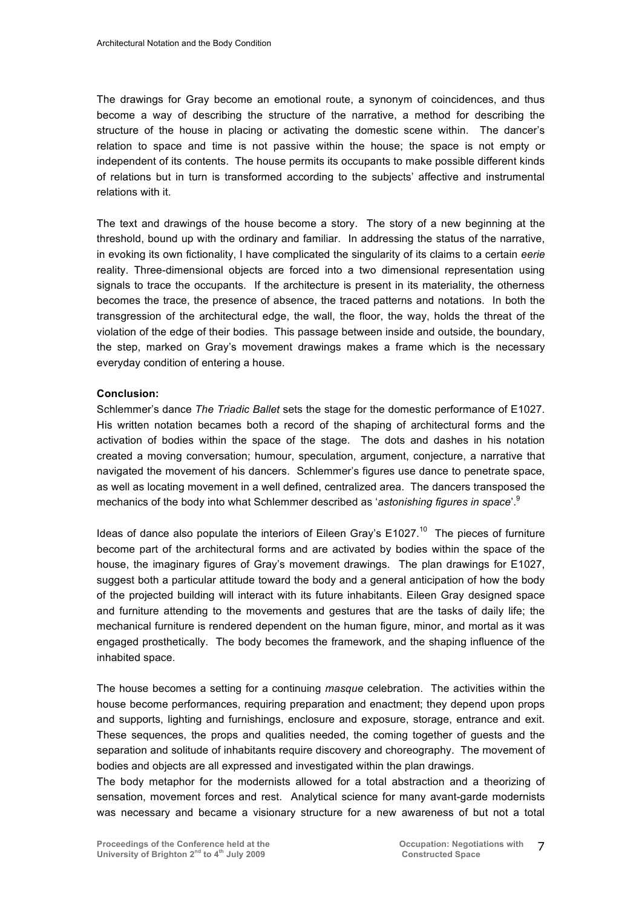The drawings for Gray become an emotional route, a synonym of coincidences, and thus become a way of describing the structure of the narrative, a method for describing the structure of the house in placing or activating the domestic scene within. The dancer's relation to space and time is not passive within the house; the space is not empty or independent of its contents. The house permits its occupants to make possible different kinds of relations but in turn is transformed according to the subjects' affective and instrumental relations with it.

The text and drawings of the house become a story. The story of a new beginning at the threshold, bound up with the ordinary and familiar. In addressing the status of the narrative, in evoking its own fictionality, I have complicated the singularity of its claims to a certain *eerie* reality. Three-dimensional objects are forced into a two dimensional representation using signals to trace the occupants. If the architecture is present in its materiality, the otherness becomes the trace, the presence of absence, the traced patterns and notations. In both the transgression of the architectural edge, the wall, the floor, the way, holds the threat of the violation of the edge of their bodies. This passage between inside and outside, the boundary, the step, marked on Gray's movement drawings makes a frame which is the necessary everyday condition of entering a house.

**Conclusion:**

Schlemmer's dance *The Triadic Ballet* sets the stage for the domestic performance of E1027. His written notation becames both a record of the shaping of architectural forms and the activation of bodies within the space of the stage. The dots and dashes in his notation created a moving conversation; humour, speculation, argument, conjecture, a narrative that navigated the movement of his dancers. Schlemmer's figures use dance to penetrate space, as well as locating movement in a well defined, centralized area. The dancers transposed the mechanics of the body into what Schlemmer described as '*astonishing figures in space*'.[9]

Ideas of dance also populate the interiors of Eileen Gray's E1027.[10] The pieces of furniture become part of the architectural forms and are activated by bodies within the space of the house, the imaginary figures of Gray's movement drawings. The plan drawings for E1027, suggest both a particular attitude toward the body and a general anticipation of how the body of the projected building will interact with its future inhabitants. Eileen Gray designed space and furniture attending to the movements and gestures that are the tasks of daily life; the mechanical furniture is rendered dependent on the human figure, minor, and mortal as it was engaged prosthetically. The body becomes the framework, and the shaping influence of the inhabited space.

The house becomes a setting for a continuing *masque* celebration. The activities within the house become performances, requiring preparation and enactment; they depend upon props and supports, lighting and furnishings, enclosure and exposure, storage, entrance and exit. These sequences, the props and qualities needed, the coming together of guests and the separation and solitude of inhabitants require discovery and choreography. The movement of bodies and objects are all expressed and investigated within the plan drawings.

The body metaphor for the modernists allowed for a total abstraction and a theorizing of sensation, movement forces and rest. Analytical science for many avant-garde modernists was necessary and became a visionary structure for a new awareness of but not a total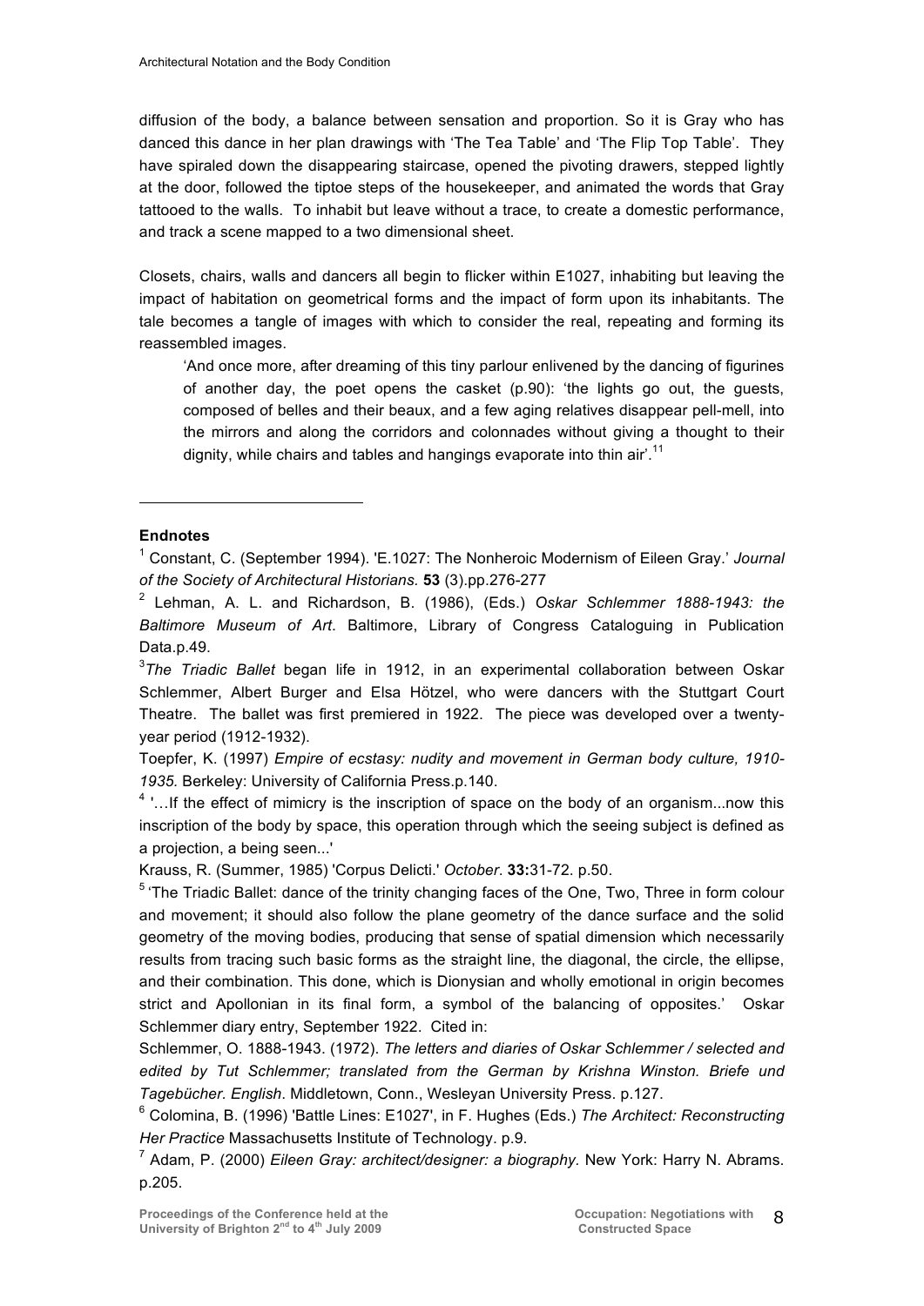diffusion of the body, a balance between sensation and proportion. So it is Gray who has danced this dance in her plan drawings with 'The Tea Table' and 'The Flip Top Table'. They have spiraled down the disappearing staircase, opened the pivoting drawers, stepped lightly at the door, followed the tiptoe steps of the housekeeper, and animated the words that Gray tattooed to the walls. To inhabit but leave without a trace, to create a domestic performance, and track a scene mapped to a two dimensional sheet.

Closets, chairs, walls and dancers all begin to flicker within E1027, inhabiting but leaving the impact of habitation on geometrical forms and the impact of form upon its inhabitants. The tale becomes a tangle of images with which to consider the real, repeating and forming its reassembled images.

> 'And once more, after dreaming of this tiny parlour enlivened by the dancing of figurines of another day, the poet opens the casket (p.90): 'the lights go out, the guests, composed of belles and their beaux, and a few aging relatives disappear pell-mell, into the mirrors and along the corridors and colonnades without giving a thought to their dignity, while chairs and tables and hangings evaporate into thin air'.[11]

---

**Endnotes**

[1] Constant, C. (September 1994). 'E.1027: The Nonheroic Modernism of Eileen Gray.' *Journal of the Society of Architectural Historians.* **53** (3).pp.276-277

[2] Lehman, A. L. and Richardson, B. (1986), (Eds.) *Oskar Schlemmer 1888-1943: the Baltimore Museum of Art*. Baltimore, Library of Congress Cataloguing in Publication Data.p.49.

[3] *The Triadic Ballet* began life in 1912, in an experimental collaboration between Oskar Schlemmer, Albert Burger and Elsa Hötzel, who were dancers with the Stuttgart Court Theatre. The ballet was first premiered in 1922. The piece was developed over a twenty-year period (1912-1932).

Toepfer, K. (1997) *Empire of ecstasy: nudity and movement in German body culture, 1910-1935.* Berkeley: University of California Press.p.140.

[4] '…If the effect of mimicry is the inscription of space on the body of an organism...now this inscription of the body by space, this operation through which the seeing subject is defined as a projection, a being seen...'

Krauss, R. (Summer, 1985) 'Corpus Delicti.' *October*. **33:**31-72. p.50.

[5] 'The Triadic Ballet: dance of the trinity changing faces of the One, Two, Three in form colour and movement; it should also follow the plane geometry of the dance surface and the solid geometry of the moving bodies, producing that sense of spatial dimension which necessarily results from tracing such basic forms as the straight line, the diagonal, the circle, the ellipse, and their combination. This done, which is Dionysian and wholly emotional in origin becomes strict and Apollonian in its final form, a symbol of the balancing of opposites.' Oskar Schlemmer diary entry, September 1922. Cited in:

Schlemmer, O. 1888-1943. (1972). *The letters and diaries of Oskar Schlemmer / selected and edited by Tut Schlemmer; translated from the German by Krishna Winston. Briefe und Tagebücher. English*. Middletown, Conn., Wesleyan University Press. p.127.

[6] Colomina, B. (1996) 'Battle Lines: E1027', in F. Hughes (Eds.) *The Architect: Reconstructing Her Practice* Massachusetts Institute of Technology. p.9.

[7] Adam, P. (2000) *Eileen Gray: architect/designer: a biography.* New York: Harry N. Abrams. p.205.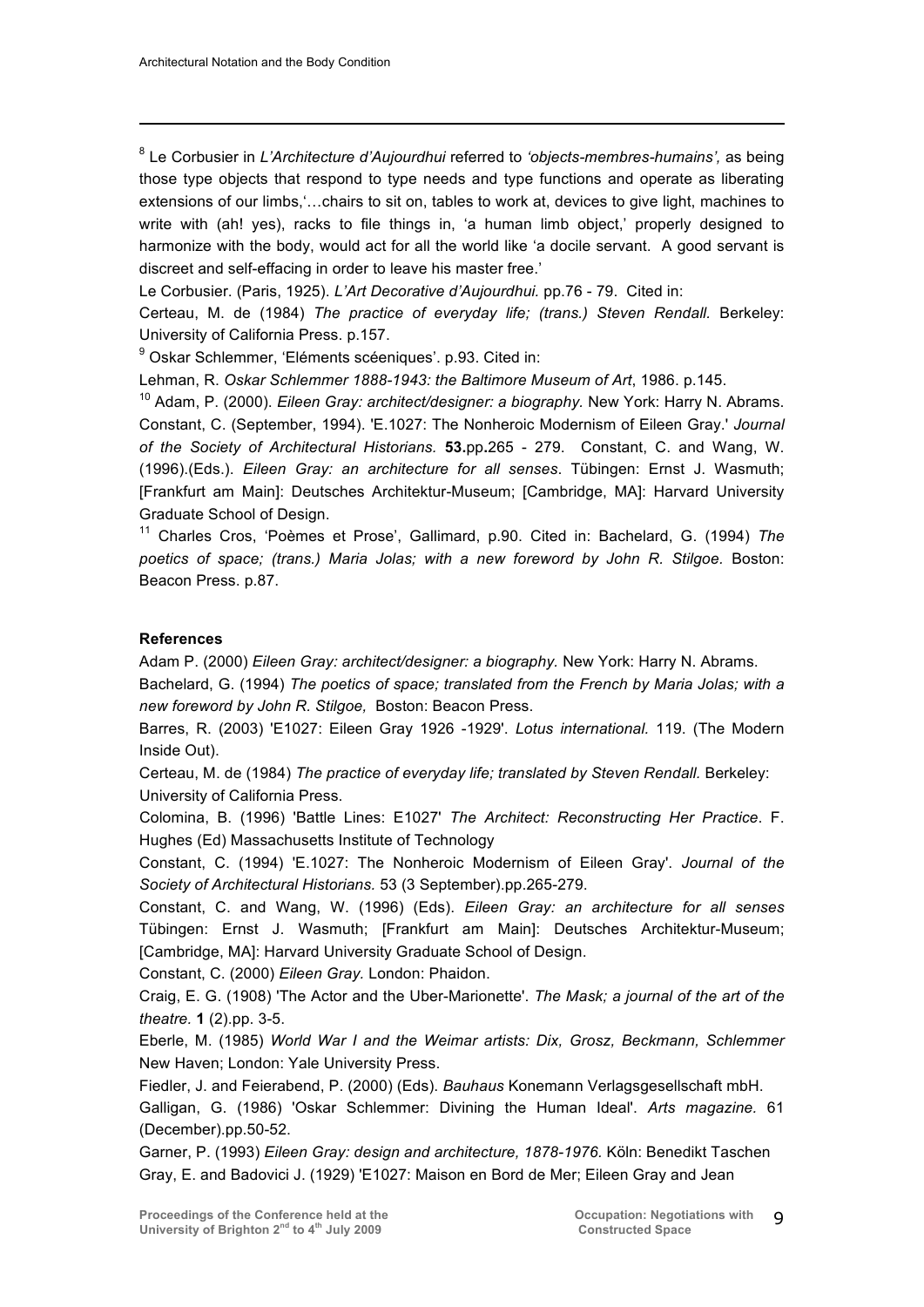[8] Le Corbusier in *L'Architecture d'Aujourdhui* referred to *'objects-membres-humains',* as being those type objects that respond to type needs and type functions and operate as liberating extensions of our limbs,'…chairs to sit on, tables to work at, devices to give light, machines to write with (ah! yes), racks to file things in, 'a human limb object,' properly designed to harmonize with the body, would act for all the world like 'a docile servant. A good servant is discreet and self-effacing in order to leave his master free.'

Le Corbusier. (Paris, 1925). *L'Art Decorative d'Aujourdhui.* pp.76 - 79. Cited in:

Certeau, M. de (1984) *The practice of everyday life; (trans.) Steven Rendall.* Berkeley: University of California Press. p.157.

[9] Oskar Schlemmer, 'Eléments scéeniques'. p.93. Cited in:

Lehman, R. *Oskar Schlemmer 1888-1943: the Baltimore Museum of Art*, 1986. p.145.

[10] Adam, P. (2000). *Eileen Gray: architect/designer: a biography*. New York: Harry N. Abrams. Constant, C. (September, 1994). 'E.1027: The Nonheroic Modernism of Eileen Gray.' *Journal of the Society of Architectural Historians.* **53.**pp.265 - 279. Constant, C. and Wang, W. (1996).(Eds.). *Eileen Gray: an architecture for all senses*. Tübingen: Ernst J. Wasmuth; [Frankfurt am Main]: Deutsches Architektur-Museum; [Cambridge, MA]: Harvard University Graduate School of Design.

[11] Charles Cros, 'Poèmes et Prose', Gallimard, p.90. Cited in: Bachelard, G. (1994) *The poetics of space; (trans.) Maria Jolas; with a new foreword by John R. Stilgoe.* Boston: Beacon Press. p.87.

**References**

Adam P. (2000) *Eileen Gray: architect/designer: a biography.* New York: Harry N. Abrams.

Bachelard, G. (1994) *The poetics of space; translated from the French by Maria Jolas; with a new foreword by John R. Stilgoe,* Boston: Beacon Press.

Barres, R. (2003) 'E1027: Eileen Gray 1926 -1929'. *Lotus international.* 119. (The Modern Inside Out).

Certeau, M. de (1984) *The practice of everyday life; translated by Steven Rendall.* Berkeley: University of California Press.

Colomina, B. (1996) 'Battle Lines: E1027' *The Architect: Reconstructing Her Practice*. F. Hughes (Ed) Massachusetts Institute of Technology

Constant, C. (1994) 'E.1027: The Nonheroic Modernism of Eileen Gray'. *Journal of the Society of Architectural Historians.* 53 (3 September).pp.265-279.

Constant, C. and Wang, W. (1996) (Eds). *Eileen Gray: an architecture for all senses* Tübingen: Ernst J. Wasmuth; [Frankfurt am Main]: Deutsches Architektur-Museum; [Cambridge, MA]: Harvard University Graduate School of Design.

Constant, C. (2000) *Eileen Gray.* London: Phaidon.

Craig, E. G. (1908) 'The Actor and the Uber-Marionette'. *The Mask; a journal of the art of the theatre.* **1** (2).pp. 3-5.

Eberle, M. (1985) *World War I and the Weimar artists: Dix, Grosz, Beckmann, Schlemmer* New Haven; London: Yale University Press.

Fiedler, J. and Feierabend, P. (2000) (Eds). *Bauhaus* Konemann Verlagsgesellschaft mbH.

Galligan, G. (1986) 'Oskar Schlemmer: Divining the Human Ideal'. *Arts magazine.* 61 (December).pp.50-52.

Garner, P. (1993) *Eileen Gray: design and architecture, 1878-1976.* Köln: Benedikt Taschen

Gray, E. and Badovici J. (1929) 'E1027: Maison en Bord de Mer; Eileen Gray and Jean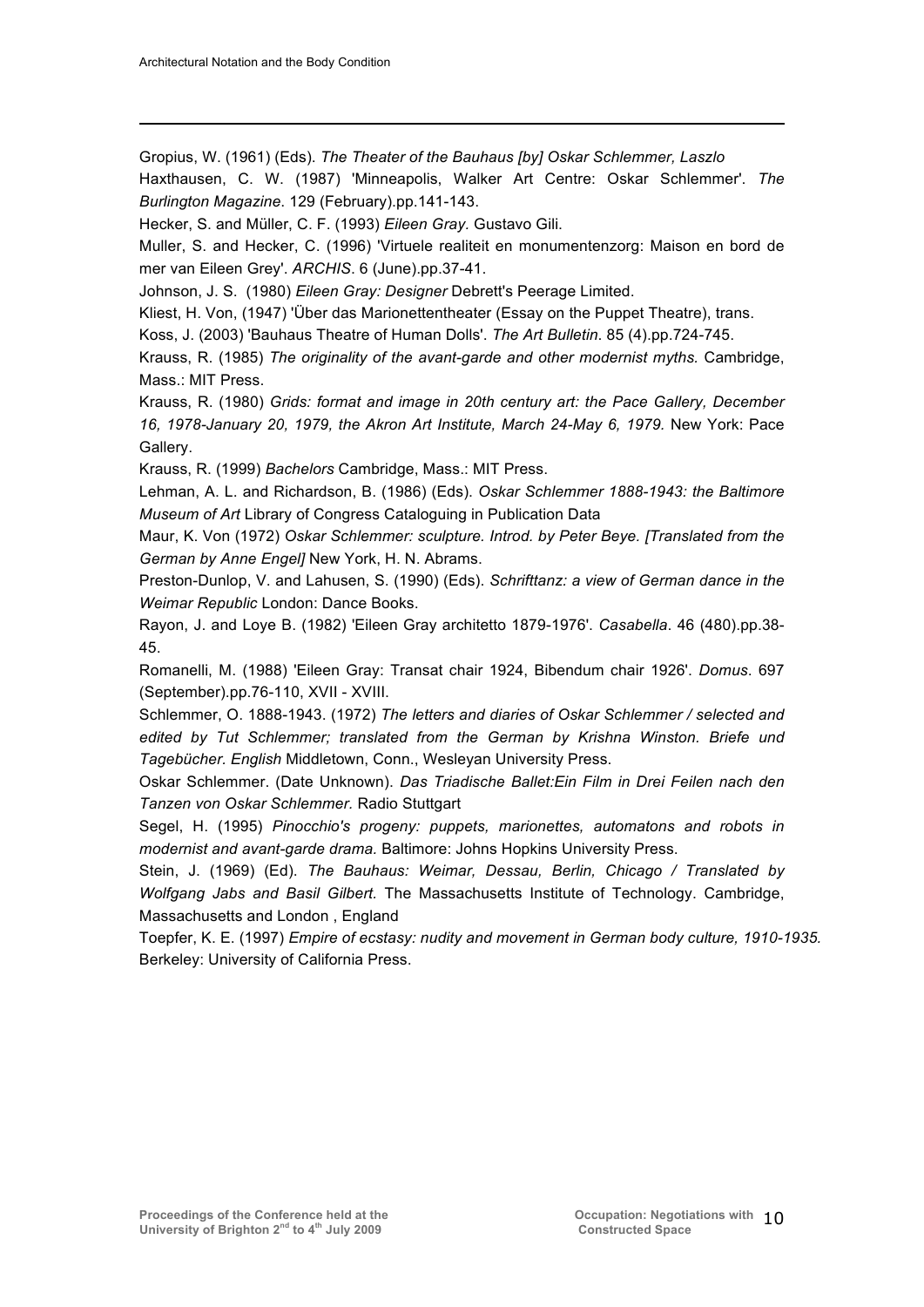Gropius, W. (1961) (Eds). *The Theater of the Bauhaus [by] Oskar Schlemmer, Laszlo*

Haxthausen, C. W. (1987) 'Minneapolis, Walker Art Centre: Oskar Schlemmer'. *The Burlington Magazine*. 129 (February).pp.141-143.

Hecker, S. and Müller, C. F. (1993) *Eileen Gray.* Gustavo Gili.

Muller, S. and Hecker, C. (1996) 'Virtuele realiteit en monumentenzorg: Maison en bord de mer van Eileen Grey'. *ARCHIS*. 6 (June).pp.37-41.

Johnson, J. S. (1980) *Eileen Gray: Designer* Debrett's Peerage Limited.

Kliest, H. Von, (1947) 'Über das Marionettentheater (Essay on the Puppet Theatre), trans.

Koss, J. (2003) 'Bauhaus Theatre of Human Dolls'. *The Art Bulletin*. 85 (4).pp.724-745.

Krauss, R. (1985) *The originality of the avant-garde and other modernist myths.* Cambridge, Mass.: MIT Press.

Krauss, R. (1980) *Grids: format and image in 20th century art: the Pace Gallery, December 16, 1978-January 20, 1979, the Akron Art Institute, March 24-May 6, 1979.* New York: Pace Gallery.

Krauss, R. (1999) *Bachelors* Cambridge, Mass.: MIT Press.

Lehman, A. L. and Richardson, B. (1986) (Eds). *Oskar Schlemmer 1888-1943: the Baltimore Museum of Art* Library of Congress Cataloguing in Publication Data

Maur, K. Von (1972) *Oskar Schlemmer: sculpture. Introd. by Peter Beye. [Translated from the German by Anne Engel]* New York, H. N. Abrams.

Preston-Dunlop, V. and Lahusen, S. (1990) (Eds). *Schrifttanz: a view of German dance in the Weimar Republic* London: Dance Books.

Rayon, J. and Loye B. (1982) 'Eileen Gray architetto 1879-1976'. *Casabella*. 46 (480).pp.38-45.

Romanelli, M. (1988) 'Eileen Gray: Transat chair 1924, Bibendum chair 1926'. *Domus*. 697 (September).pp.76-110, XVII - XVIII.

Schlemmer, O. 1888-1943. (1972) *The letters and diaries of Oskar Schlemmer / selected and edited by Tut Schlemmer; translated from the German by Krishna Winston. Briefe und Tagebücher. English* Middletown, Conn., Wesleyan University Press.

Oskar Schlemmer. (Date Unknown). *Das Triadische Ballet:Ein Film in Drei Feilen nach den Tanzen von Oskar Schlemmer.* Radio Stuttgart

Segel, H. (1995) *Pinocchio's progeny: puppets, marionettes, automatons and robots in modernist and avant-garde drama.* Baltimore: Johns Hopkins University Press.

Stein, J. (1969) (Ed). *The Bauhaus: Weimar, Dessau, Berlin, Chicago / Translated by Wolfgang Jabs and Basil Gilbert.* The Massachusetts Institute of Technology. Cambridge, Massachusetts and London , England

Toepfer, K. E. (1997) *Empire of ecstasy: nudity and movement in German body culture, 1910-1935.* Berkeley: University of California Press.